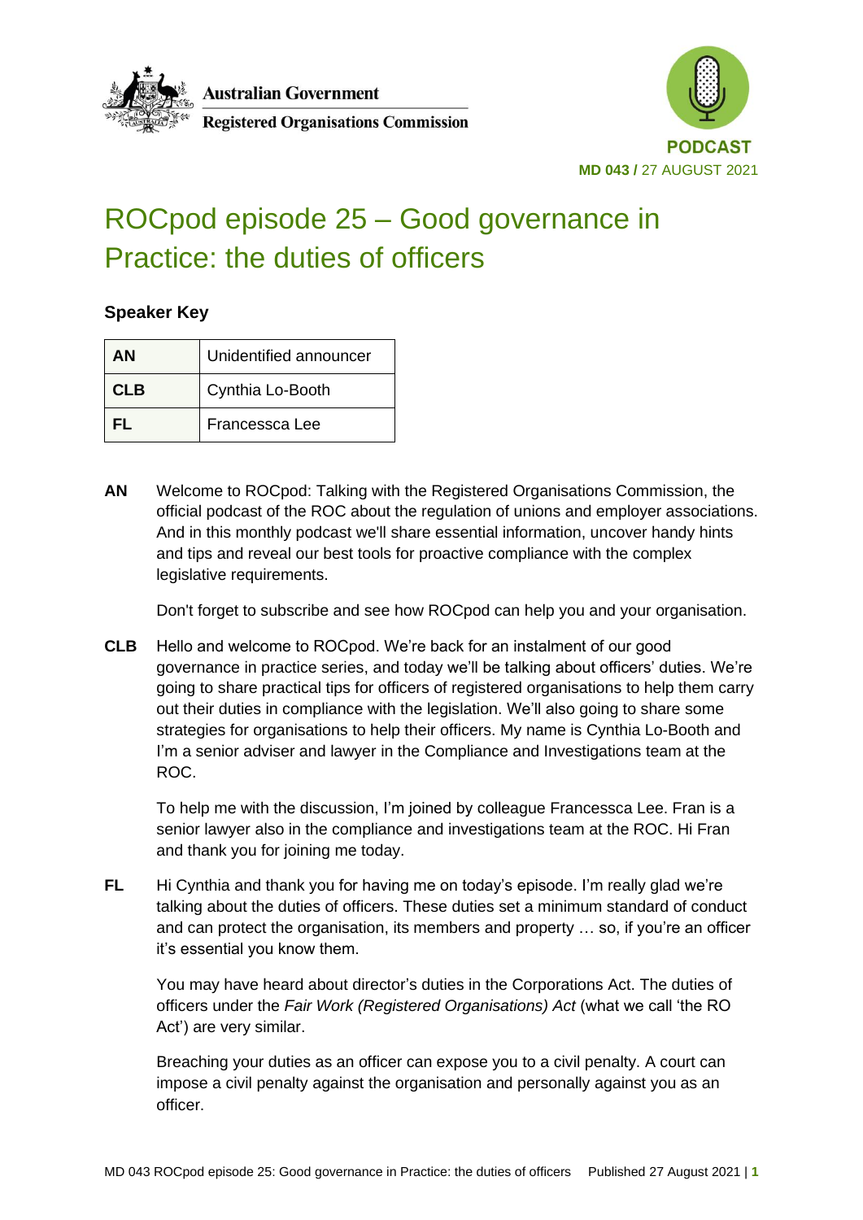Australian Government

Registered Organisations Commission

PODCAST

**MD 043 /** 27 AUGUST 2021

# ROCpod episode 25 – Good governance in Practice: the duties of officers

### Speaker Key

| | |
|---|---|
| **AN** | Unidentified announcer |
| **CLB** | Cynthia Lo-Booth |
| **FL** | Francessca Lee |

**AN** Welcome to ROCpod: Talking with the Registered Organisations Commission, the official podcast of the ROC about the regulation of unions and employer associations. And in this monthly podcast we'll share essential information, uncover handy hints and tips and reveal our best tools for proactive compliance with the complex legislative requirements.

Don't forget to subscribe and see how ROCpod can help you and your organisation.

**CLB** Hello and welcome to ROCpod. We're back for an instalment of our good governance in practice series, and today we'll be talking about officers' duties. We're going to share practical tips for officers of registered organisations to help them carry out their duties in compliance with the legislation. We'll also going to share some strategies for organisations to help their officers. My name is Cynthia Lo-Booth and I'm a senior adviser and lawyer in the Compliance and Investigations team at the ROC.

To help me with the discussion, I'm joined by colleague Francessca Lee. Fran is a senior lawyer also in the compliance and investigations team at the ROC. Hi Fran and thank you for joining me today.

**FL** Hi Cynthia and thank you for having me on today's episode. I'm really glad we're talking about the duties of officers. These duties set a minimum standard of conduct and can protect the organisation, its members and property … so, if you're an officer it's essential you know them.

You may have heard about director's duties in the Corporations Act. The duties of officers under the *Fair Work (Registered Organisations) Act* (what we call 'the RO Act') are very similar.

Breaching your duties as an officer can expose you to a civil penalty. A court can impose a civil penalty against the organisation and personally against you as an officer.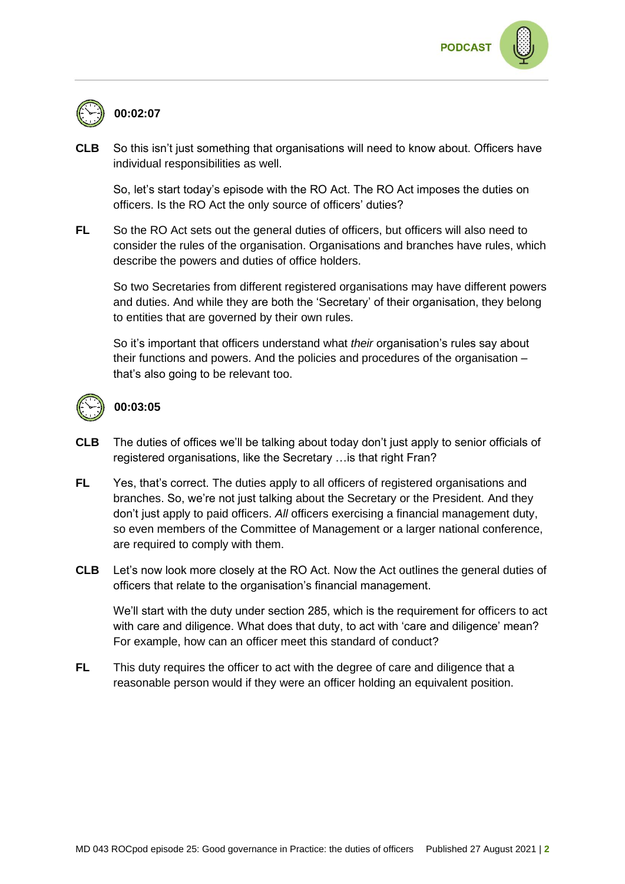**00:02:07**

**CLB** So this isn't just something that organisations will need to know about. Officers have individual responsibilities as well.

So, let's start today's episode with the RO Act. The RO Act imposes the duties on officers. Is the RO Act the only source of officers' duties?

**FL** So the RO Act sets out the general duties of officers, but officers will also need to consider the rules of the organisation. Organisations and branches have rules, which describe the powers and duties of office holders.

So two Secretaries from different registered organisations may have different powers and duties. And while they are both the 'Secretary' of their organisation, they belong to entities that are governed by their own rules.

So it's important that officers understand what *their* organisation's rules say about their functions and powers. And the policies and procedures of the organisation – that's also going to be relevant too.

**00:03:05**

**CLB** The duties of offices we'll be talking about today don't just apply to senior officials of registered organisations, like the Secretary …is that right Fran?

**FL** Yes, that's correct. The duties apply to all officers of registered organisations and branches. So, we're not just talking about the Secretary or the President. And they don't just apply to paid officers. *All* officers exercising a financial management duty, so even members of the Committee of Management or a larger national conference, are required to comply with them.

**CLB** Let's now look more closely at the RO Act. Now the Act outlines the general duties of officers that relate to the organisation's financial management.

We'll start with the duty under section 285, which is the requirement for officers to act with care and diligence. What does that duty, to act with 'care and diligence' mean? For example, how can an officer meet this standard of conduct?

**FL** This duty requires the officer to act with the degree of care and diligence that a reasonable person would if they were an officer holding an equivalent position.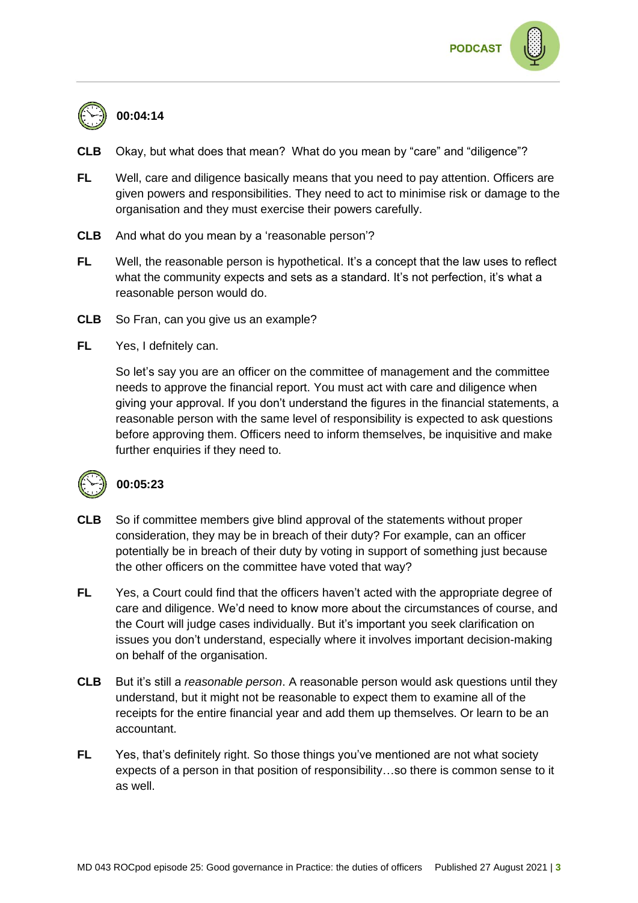**00:04:14**

**CLB** Okay, but what does that mean? What do you mean by “care” and “diligence”?

**FL** Well, care and diligence basically means that you need to pay attention. Officers are given powers and responsibilities. They need to act to minimise risk or damage to the organisation and they must exercise their powers carefully.

**CLB** And what do you mean by a ‘reasonable person’?

**FL** Well, the reasonable person is hypothetical. It’s a concept that the law uses to reflect what the community expects and sets as a standard. It’s not perfection, it’s what a reasonable person would do.

**CLB** So Fran, can you give us an example?

**FL** Yes, I defnitely can.

So let’s say you are an officer on the committee of management and the committee needs to approve the financial report. You must act with care and diligence when giving your approval. If you don’t understand the figures in the financial statements, a reasonable person with the same level of responsibility is expected to ask questions before approving them. Officers need to inform themselves, be inquisitive and make further enquiries if they need to.

**00:05:23**

**CLB** So if committee members give blind approval of the statements without proper consideration, they may be in breach of their duty? For example, can an officer potentially be in breach of their duty by voting in support of something just because the other officers on the committee have voted that way?

**FL** Yes, a Court could find that the officers haven’t acted with the appropriate degree of care and diligence. We’d need to know more about the circumstances of course, and the Court will judge cases individually. But it’s important you seek clarification on issues you don’t understand, especially where it involves important decision-making on behalf of the organisation.

**CLB** But it’s still a *reasonable person*. A reasonable person would ask questions until they understand, but it might not be reasonable to expect them to examine all of the receipts for the entire financial year and add them up themselves. Or learn to be an accountant.

**FL** Yes, that’s definitely right. So those things you’ve mentioned are not what society expects of a person in that position of responsibility…so there is common sense to it as well.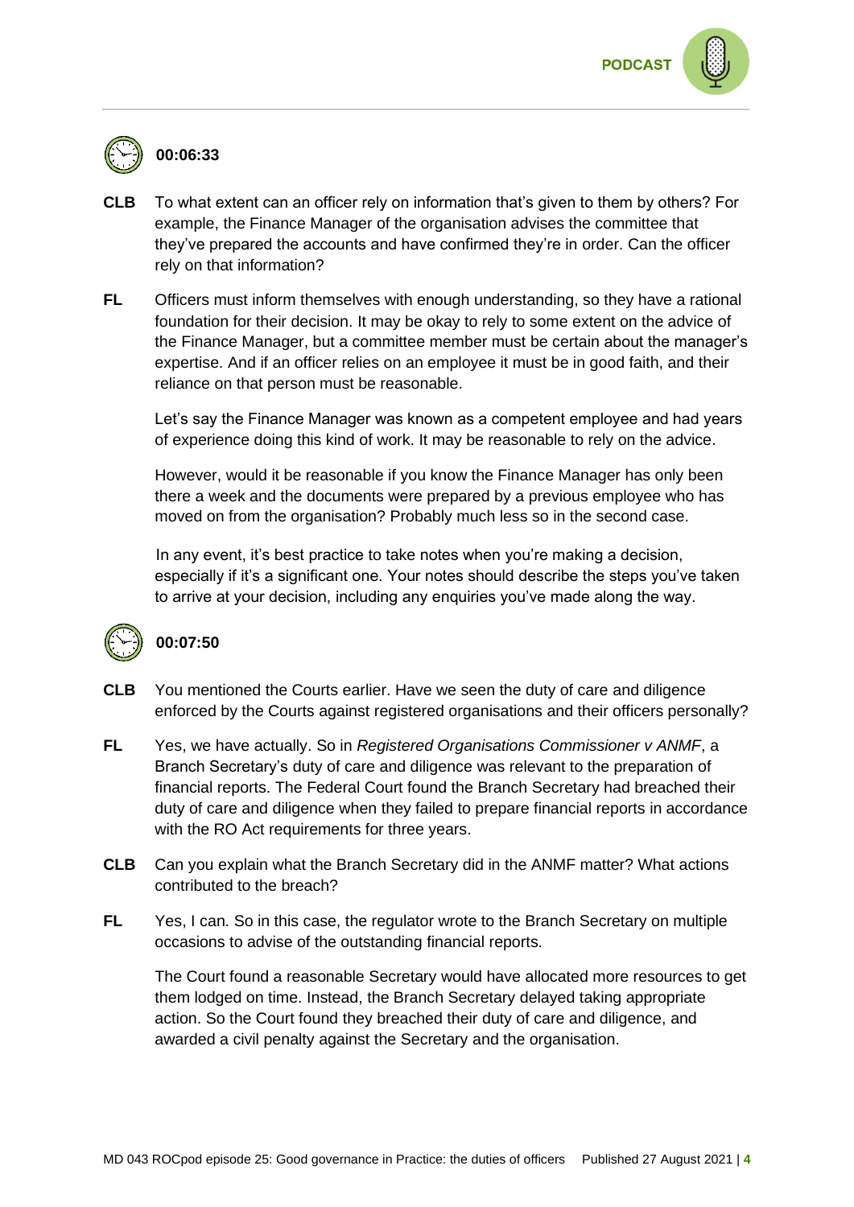**00:06:33**

**CLB** To what extent can an officer rely on information that's given to them by others? For example, the Finance Manager of the organisation advises the committee that they've prepared the accounts and have confirmed they're in order. Can the officer rely on that information?

**FL** Officers must inform themselves with enough understanding, so they have a rational foundation for their decision. It may be okay to rely to some extent on the advice of the Finance Manager, but a committee member must be certain about the manager's expertise. And if an officer relies on an employee it must be in good faith, and their reliance on that person must be reasonable.

Let's say the Finance Manager was known as a competent employee and had years of experience doing this kind of work. It may be reasonable to rely on the advice.

However, would it be reasonable if you know the Finance Manager has only been there a week and the documents were prepared by a previous employee who has moved on from the organisation? Probably much less so in the second case.

In any event, it's best practice to take notes when you're making a decision, especially if it's a significant one. Your notes should describe the steps you've taken to arrive at your decision, including any enquiries you've made along the way.

**00:07:50**

**CLB** You mentioned the Courts earlier. Have we seen the duty of care and diligence enforced by the Courts against registered organisations and their officers personally?

**FL** Yes, we have actually. So in *Registered Organisations Commissioner v ANMF*, a Branch Secretary's duty of care and diligence was relevant to the preparation of financial reports. The Federal Court found the Branch Secretary had breached their duty of care and diligence when they failed to prepare financial reports in accordance with the RO Act requirements for three years.

**CLB** Can you explain what the Branch Secretary did in the ANMF matter? What actions contributed to the breach?

**FL** Yes, I can. So in this case, the regulator wrote to the Branch Secretary on multiple occasions to advise of the outstanding financial reports.

The Court found a reasonable Secretary would have allocated more resources to get them lodged on time. Instead, the Branch Secretary delayed taking appropriate action. So the Court found they breached their duty of care and diligence, and awarded a civil penalty against the Secretary and the organisation.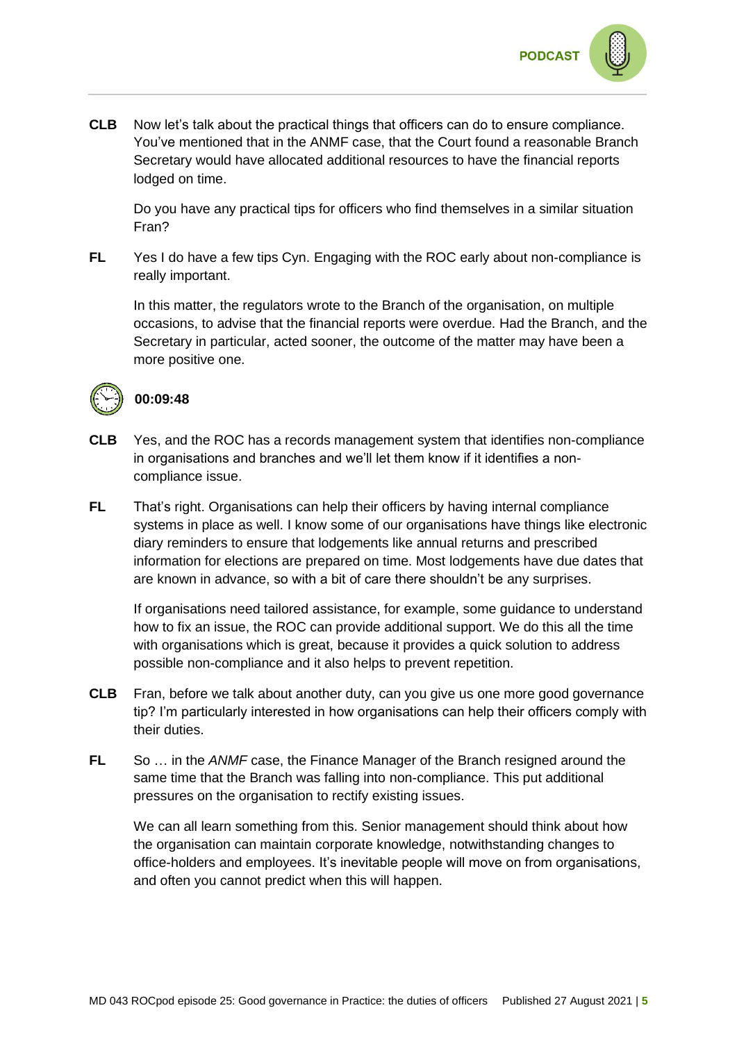**CLB** Now let's talk about the practical things that officers can do to ensure compliance. You've mentioned that in the ANMF case, that the Court found a reasonable Branch Secretary would have allocated additional resources to have the financial reports lodged on time.

Do you have any practical tips for officers who find themselves in a similar situation Fran?

**FL** Yes I do have a few tips Cyn. Engaging with the ROC early about non-compliance is really important.

In this matter, the regulators wrote to the Branch of the organisation, on multiple occasions, to advise that the financial reports were overdue. Had the Branch, and the Secretary in particular, acted sooner, the outcome of the matter may have been a more positive one.

**00:09:48**

**CLB** Yes, and the ROC has a records management system that identifies non-compliance in organisations and branches and we'll let them know if it identifies a non-compliance issue.

**FL** That's right. Organisations can help their officers by having internal compliance systems in place as well. I know some of our organisations have things like electronic diary reminders to ensure that lodgements like annual returns and prescribed information for elections are prepared on time. Most lodgements have due dates that are known in advance, so with a bit of care there shouldn't be any surprises.

If organisations need tailored assistance, for example, some guidance to understand how to fix an issue, the ROC can provide additional support. We do this all the time with organisations which is great, because it provides a quick solution to address possible non-compliance and it also helps to prevent repetition.

**CLB** Fran, before we talk about another duty, can you give us one more good governance tip? I'm particularly interested in how organisations can help their officers comply with their duties.

**FL** So … in the *ANMF* case, the Finance Manager of the Branch resigned around the same time that the Branch was falling into non-compliance. This put additional pressures on the organisation to rectify existing issues.

We can all learn something from this. Senior management should think about how the organisation can maintain corporate knowledge, notwithstanding changes to office-holders and employees. It's inevitable people will move on from organisations, and often you cannot predict when this will happen.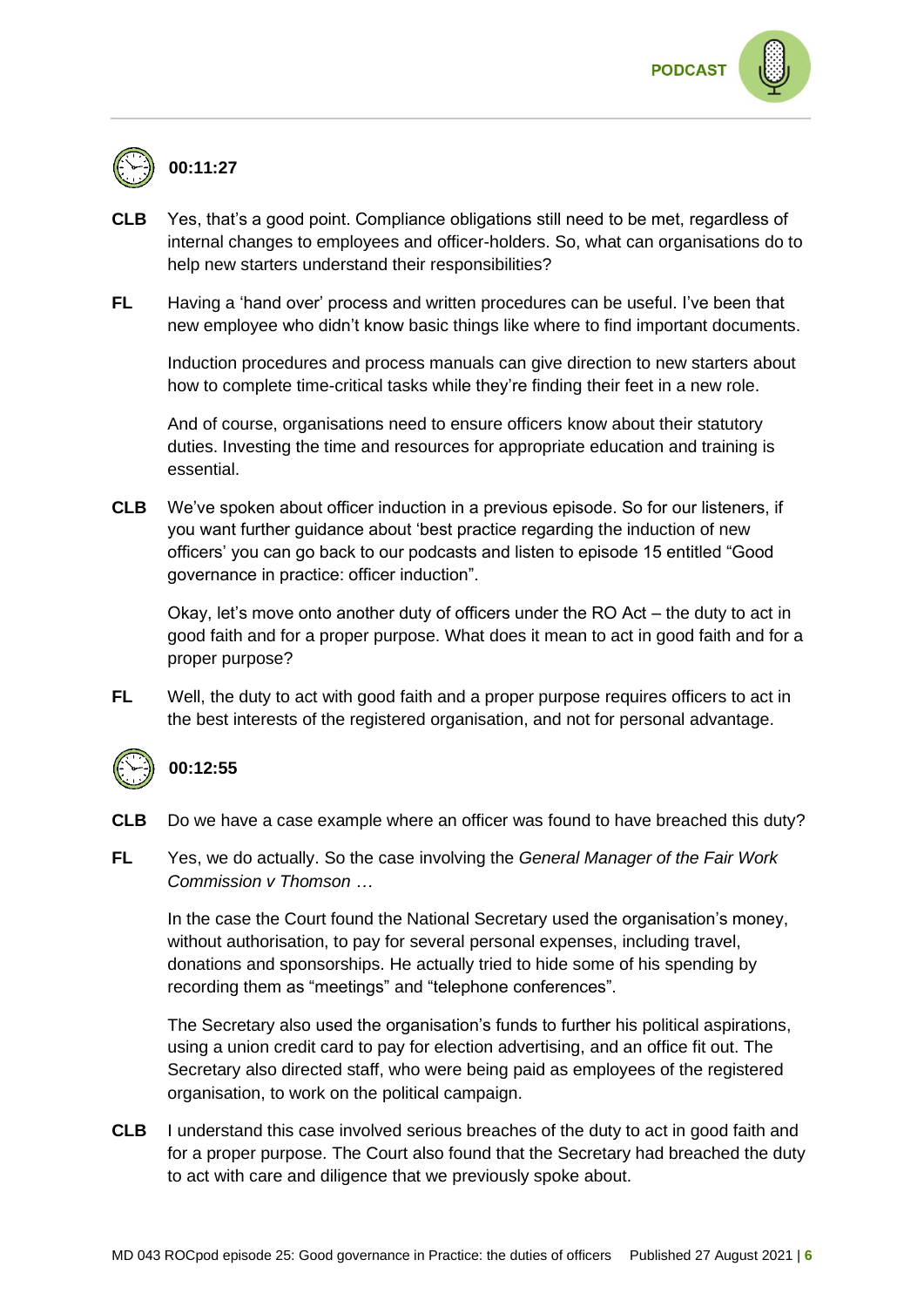**00:11:27**

**CLB** Yes, that's a good point. Compliance obligations still need to be met, regardless of internal changes to employees and officer-holders. So, what can organisations do to help new starters understand their responsibilities?

**FL** Having a 'hand over' process and written procedures can be useful. I've been that new employee who didn't know basic things like where to find important documents.

Induction procedures and process manuals can give direction to new starters about how to complete time-critical tasks while they're finding their feet in a new role.

And of course, organisations need to ensure officers know about their statutory duties. Investing the time and resources for appropriate education and training is essential.

**CLB** We've spoken about officer induction in a previous episode. So for our listeners, if you want further guidance about 'best practice regarding the induction of new officers' you can go back to our podcasts and listen to episode 15 entitled "Good governance in practice: officer induction".

Okay, let's move onto another duty of officers under the RO Act – the duty to act in good faith and for a proper purpose. What does it mean to act in good faith and for a proper purpose?

**FL** Well, the duty to act with good faith and a proper purpose requires officers to act in the best interests of the registered organisation, and not for personal advantage.

**00:12:55**

**CLB** Do we have a case example where an officer was found to have breached this duty?

**FL** Yes, we do actually. So the case involving the *General Manager of the Fair Work Commission v Thomson …*

In the case the Court found the National Secretary used the organisation's money, without authorisation, to pay for several personal expenses, including travel, donations and sponsorships. He actually tried to hide some of his spending by recording them as "meetings" and "telephone conferences".

The Secretary also used the organisation's funds to further his political aspirations, using a union credit card to pay for election advertising, and an office fit out. The Secretary also directed staff, who were being paid as employees of the registered organisation, to work on the political campaign.

**CLB** I understand this case involved serious breaches of the duty to act in good faith and for a proper purpose. The Court also found that the Secretary had breached the duty to act with care and diligence that we previously spoke about.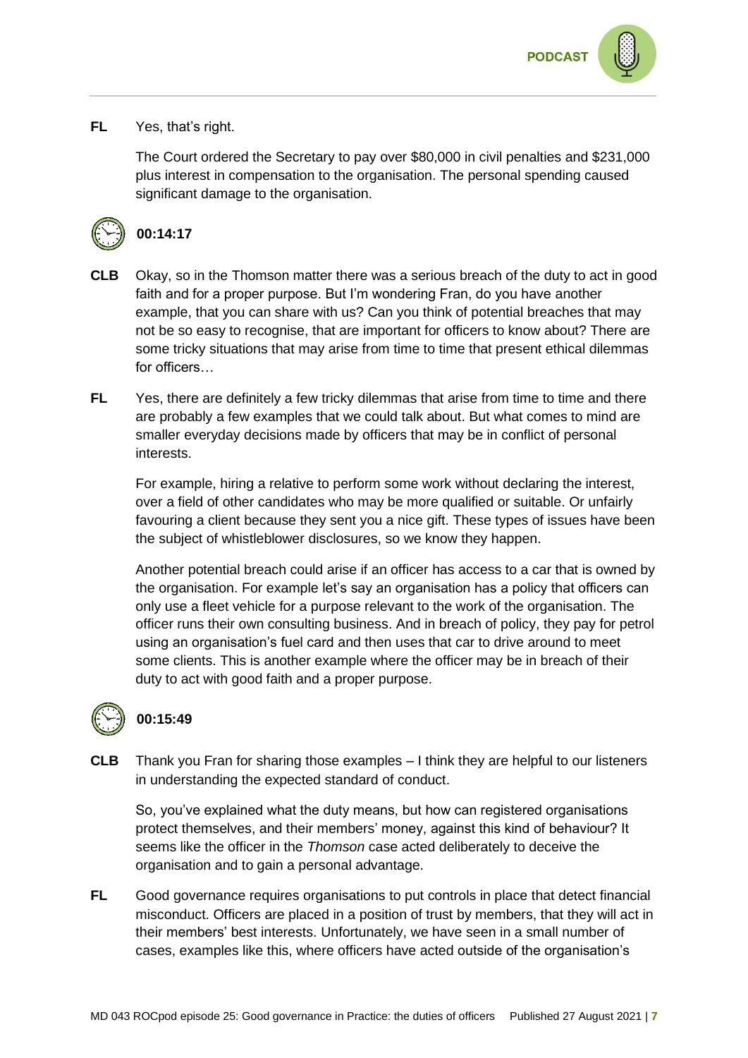**FL** Yes, that's right.

The Court ordered the Secretary to pay over $80,000 in civil penalties and $231,000 plus interest in compensation to the organisation. The personal spending caused significant damage to the organisation.

**00:14:17**

**CLB** Okay, so in the Thomson matter there was a serious breach of the duty to act in good faith and for a proper purpose. But I'm wondering Fran, do you have another example, that you can share with us? Can you think of potential breaches that may not be so easy to recognise, that are important for officers to know about? There are some tricky situations that may arise from time to time that present ethical dilemmas for officers…

**FL** Yes, there are definitely a few tricky dilemmas that arise from time to time and there are probably a few examples that we could talk about. But what comes to mind are smaller everyday decisions made by officers that may be in conflict of personal interests.

For example, hiring a relative to perform some work without declaring the interest, over a field of other candidates who may be more qualified or suitable. Or unfairly favouring a client because they sent you a nice gift. These types of issues have been the subject of whistleblower disclosures, so we know they happen.

Another potential breach could arise if an officer has access to a car that is owned by the organisation. For example let's say an organisation has a policy that officers can only use a fleet vehicle for a purpose relevant to the work of the organisation. The officer runs their own consulting business. And in breach of policy, they pay for petrol using an organisation's fuel card and then uses that car to drive around to meet some clients. This is another example where the officer may be in breach of their duty to act with good faith and a proper purpose.

**00:15:49**

**CLB** Thank you Fran for sharing those examples – I think they are helpful to our listeners in understanding the expected standard of conduct.

So, you've explained what the duty means, but how can registered organisations protect themselves, and their members' money, against this kind of behaviour? It seems like the officer in the *Thomson* case acted deliberately to deceive the organisation and to gain a personal advantage.

**FL** Good governance requires organisations to put controls in place that detect financial misconduct. Officers are placed in a position of trust by members, that they will act in their members' best interests. Unfortunately, we have seen in a small number of cases, examples like this, where officers have acted outside of the organisation's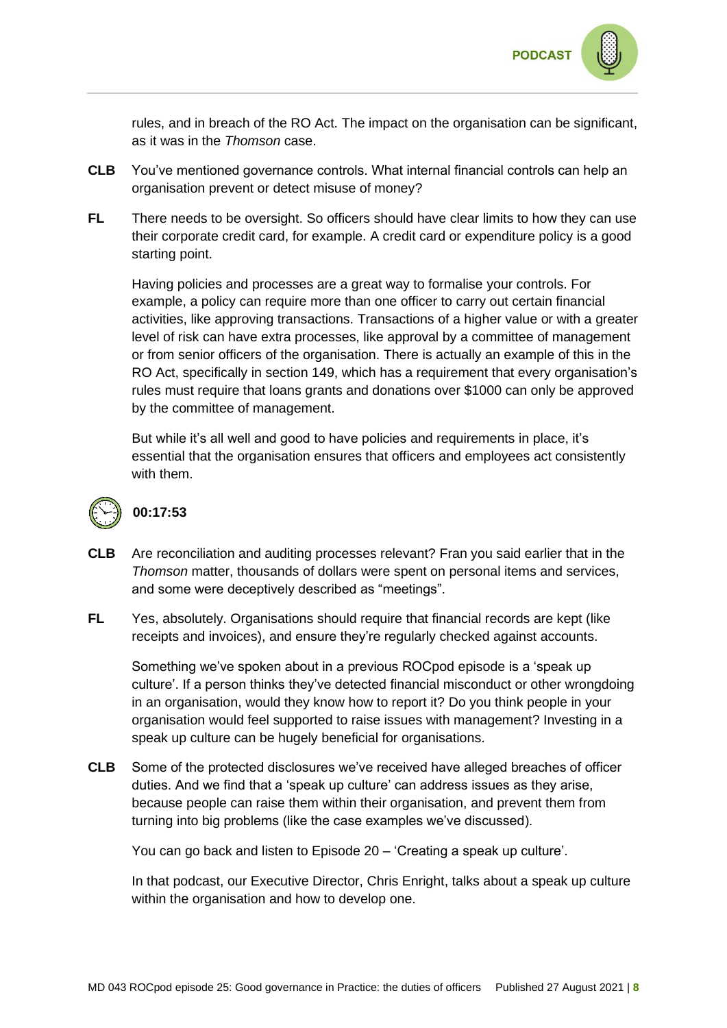rules, and in breach of the RO Act. The impact on the organisation can be significant, as it was in the *Thomson* case.

**CLB** You've mentioned governance controls. What internal financial controls can help an organisation prevent or detect misuse of money?

**FL** There needs to be oversight. So officers should have clear limits to how they can use their corporate credit card, for example. A credit card or expenditure policy is a good starting point.

Having policies and processes are a great way to formalise your controls. For example, a policy can require more than one officer to carry out certain financial activities, like approving transactions. Transactions of a higher value or with a greater level of risk can have extra processes, like approval by a committee of management or from senior officers of the organisation. There is actually an example of this in the RO Act, specifically in section 149, which has a requirement that every organisation's rules must require that loans grants and donations over $1000 can only be approved by the committee of management.

But while it's all well and good to have policies and requirements in place, it's essential that the organisation ensures that officers and employees act consistently with them.

**00:17:53**

**CLB** Are reconciliation and auditing processes relevant? Fran you said earlier that in the *Thomson* matter, thousands of dollars were spent on personal items and services, and some were deceptively described as "meetings".

**FL** Yes, absolutely. Organisations should require that financial records are kept (like receipts and invoices), and ensure they're regularly checked against accounts.

Something we've spoken about in a previous ROCpod episode is a 'speak up culture'. If a person thinks they've detected financial misconduct or other wrongdoing in an organisation, would they know how to report it? Do you think people in your organisation would feel supported to raise issues with management? Investing in a speak up culture can be hugely beneficial for organisations.

**CLB** Some of the protected disclosures we've received have alleged breaches of officer duties. And we find that a 'speak up culture' can address issues as they arise, because people can raise them within their organisation, and prevent them from turning into big problems (like the case examples we've discussed).

You can go back and listen to Episode 20 – 'Creating a speak up culture'.

In that podcast, our Executive Director, Chris Enright, talks about a speak up culture within the organisation and how to develop one.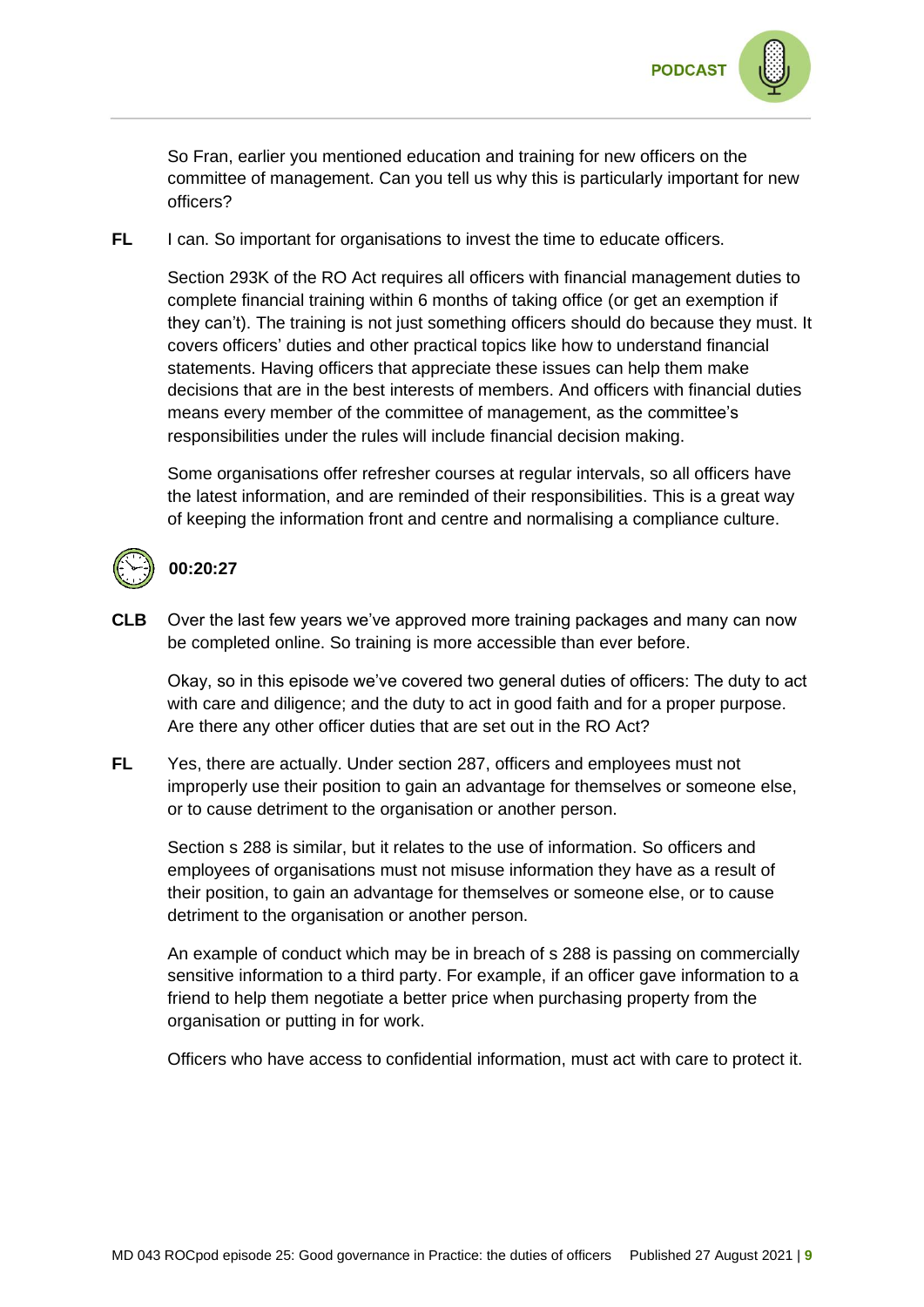So Fran, earlier you mentioned education and training for new officers on the committee of management. Can you tell us why this is particularly important for new officers?

**FL** I can. So important for organisations to invest the time to educate officers.

Section 293K of the RO Act requires all officers with financial management duties to complete financial training within 6 months of taking office (or get an exemption if they can't). The training is not just something officers should do because they must. It covers officers' duties and other practical topics like how to understand financial statements. Having officers that appreciate these issues can help them make decisions that are in the best interests of members. And officers with financial duties means every member of the committee of management, as the committee's responsibilities under the rules will include financial decision making.

Some organisations offer refresher courses at regular intervals, so all officers have the latest information, and are reminded of their responsibilities. This is a great way of keeping the information front and centre and normalising a compliance culture.

**00:20:27**

**CLB** Over the last few years we've approved more training packages and many can now be completed online. So training is more accessible than ever before.

Okay, so in this episode we've covered two general duties of officers: The duty to act with care and diligence; and the duty to act in good faith and for a proper purpose. Are there any other officer duties that are set out in the RO Act?

**FL** Yes, there are actually. Under section 287, officers and employees must not improperly use their position to gain an advantage for themselves or someone else, or to cause detriment to the organisation or another person.

Section s 288 is similar, but it relates to the use of information. So officers and employees of organisations must not misuse information they have as a result of their position, to gain an advantage for themselves or someone else, or to cause detriment to the organisation or another person.

An example of conduct which may be in breach of s 288 is passing on commercially sensitive information to a third party. For example, if an officer gave information to a friend to help them negotiate a better price when purchasing property from the organisation or putting in for work.

Officers who have access to confidential information, must act with care to protect it.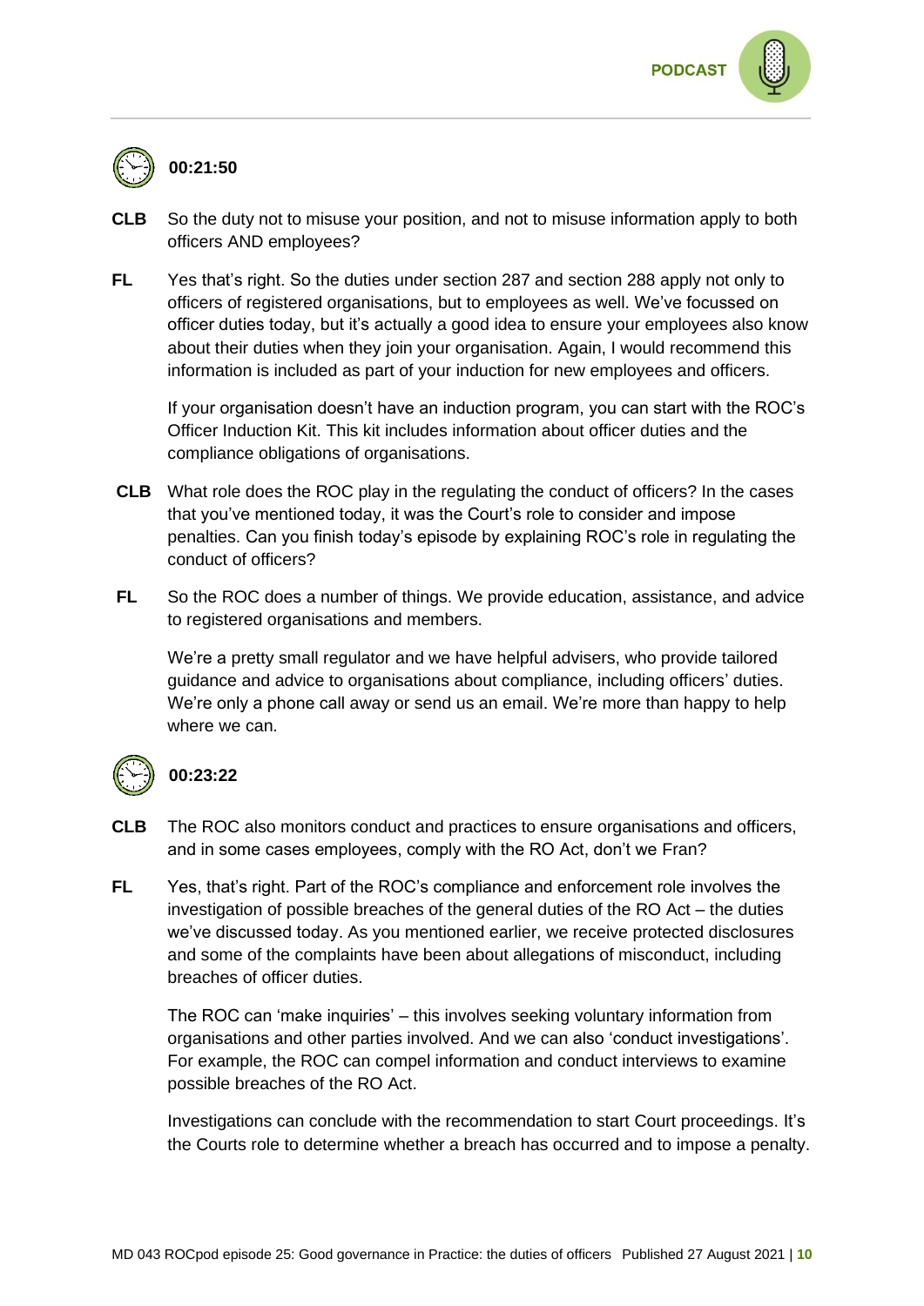**00:21:50**

**CLB** So the duty not to misuse your position, and not to misuse information apply to both officers AND employees?

**FL** Yes that's right. So the duties under section 287 and section 288 apply not only to officers of registered organisations, but to employees as well. We've focussed on officer duties today, but it's actually a good idea to ensure your employees also know about their duties when they join your organisation. Again, I would recommend this information is included as part of your induction for new employees and officers.

If your organisation doesn't have an induction program, you can start with the ROC's Officer Induction Kit. This kit includes information about officer duties and the compliance obligations of organisations.

**CLB** What role does the ROC play in the regulating the conduct of officers? In the cases that you've mentioned today, it was the Court's role to consider and impose penalties. Can you finish today's episode by explaining ROC's role in regulating the conduct of officers?

**FL** So the ROC does a number of things. We provide education, assistance, and advice to registered organisations and members.

We're a pretty small regulator and we have helpful advisers, who provide tailored guidance and advice to organisations about compliance, including officers' duties. We're only a phone call away or send us an email. We're more than happy to help where we can.

**00:23:22**

**CLB** The ROC also monitors conduct and practices to ensure organisations and officers, and in some cases employees, comply with the RO Act, don't we Fran?

**FL** Yes, that's right. Part of the ROC's compliance and enforcement role involves the investigation of possible breaches of the general duties of the RO Act – the duties we've discussed today. As you mentioned earlier, we receive protected disclosures and some of the complaints have been about allegations of misconduct, including breaches of officer duties.

The ROC can 'make inquiries' – this involves seeking voluntary information from organisations and other parties involved. And we can also 'conduct investigations'. For example, the ROC can compel information and conduct interviews to examine possible breaches of the RO Act.

Investigations can conclude with the recommendation to start Court proceedings. It's the Courts role to determine whether a breach has occurred and to impose a penalty.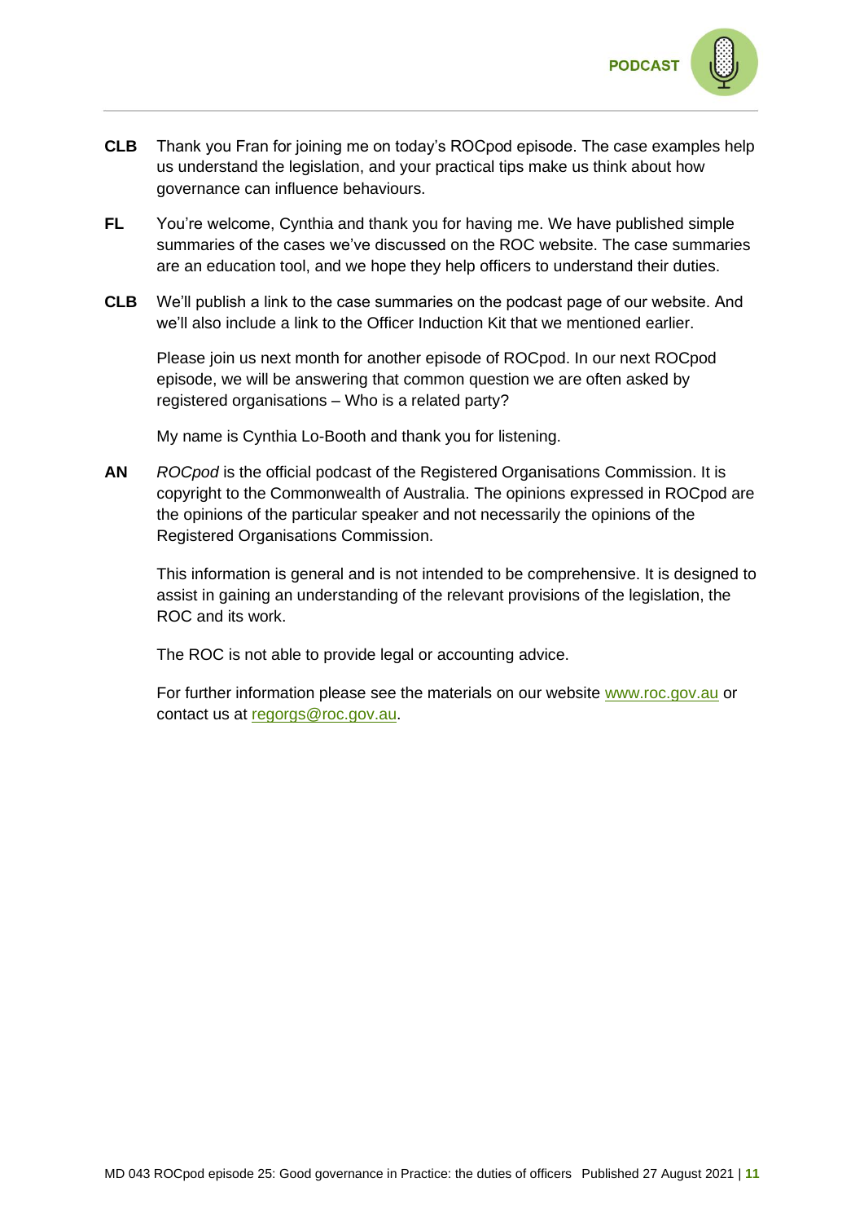**CLB** Thank you Fran for joining me on today's ROCpod episode. The case examples help us understand the legislation, and your practical tips make us think about how governance can influence behaviours.

**FL** You're welcome, Cynthia and thank you for having me. We have published simple summaries of the cases we've discussed on the ROC website. The case summaries are an education tool, and we hope they help officers to understand their duties.

**CLB** We'll publish a link to the case summaries on the podcast page of our website. And we'll also include a link to the Officer Induction Kit that we mentioned earlier.

Please join us next month for another episode of ROCpod. In our next ROCpod episode, we will be answering that common question we are often asked by registered organisations – Who is a related party?

My name is Cynthia Lo-Booth and thank you for listening.

**AN** *ROCpod* is the official podcast of the Registered Organisations Commission. It is copyright to the Commonwealth of Australia. The opinions expressed in ROCpod are the opinions of the particular speaker and not necessarily the opinions of the Registered Organisations Commission.

This information is general and is not intended to be comprehensive. It is designed to assist in gaining an understanding of the relevant provisions of the legislation, the ROC and its work.

The ROC is not able to provide legal or accounting advice.

For further information please see the materials on our website www.roc.gov.au or contact us at regorgs@roc.gov.au.